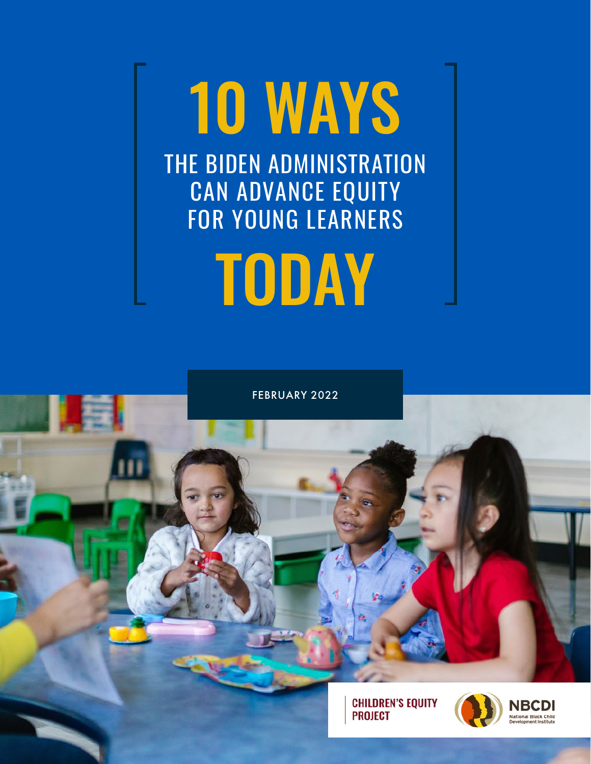# 10 WAYS

## THE BIDEN ADMINISTRATION CAN ADVANCE EQUITY FOR YOUNG LEARNERS

# TODAY

FEBRUARY 2022

CHILDREN'S EQUITY PROJECT

NBCDI National Black Child Development Institute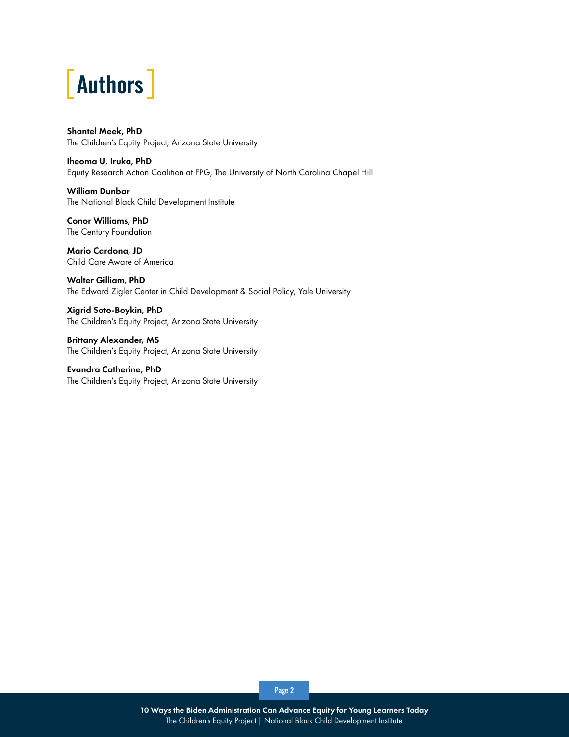# Authors

**Shantel Meek, PhD**
The Children's Equity Project, Arizona State University

**Iheoma U. Iruka, PhD**
Equity Research Action Coalition at FPG, The University of North Carolina Chapel Hill

**William Dunbar**
The National Black Child Development Institute

**Conor Williams, PhD**
The Century Foundation

**Mario Cardona, JD**
Child Care Aware of America

**Walter Gilliam, PhD**
The Edward Zigler Center in Child Development & Social Policy, Yale University

**Xigrid Soto-Boykin, PhD**
The Children's Equity Project, Arizona State University

**Brittany Alexander, MS**
The Children's Equity Project, Arizona State University

**Evandra Catherine, PhD**
The Children's Equity Project, Arizona State University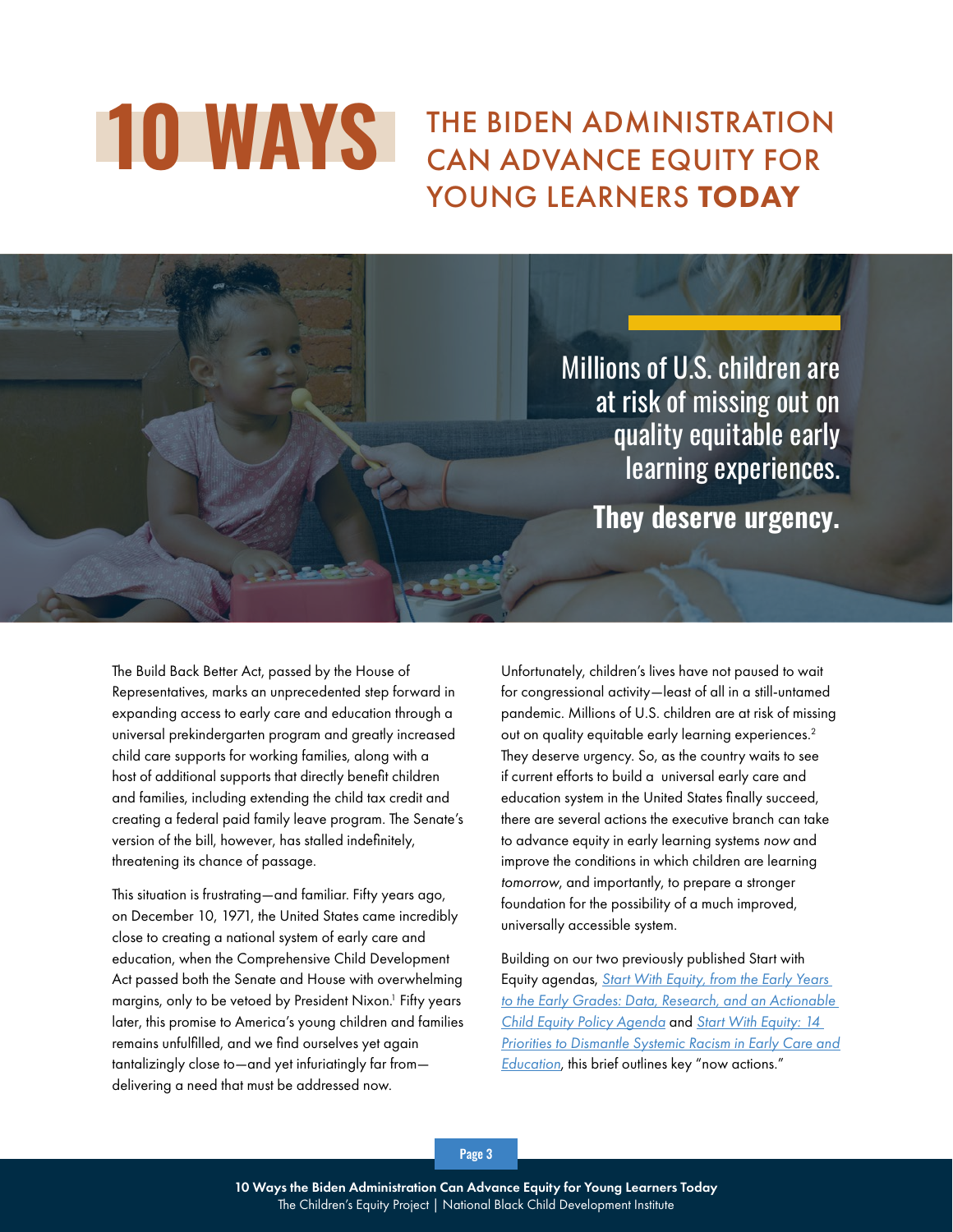# 10 WAYS THE BIDEN ADMINISTRATION CAN ADVANCE EQUITY FOR YOUNG LEARNERS **TODAY**

Millions of U.S. children are at risk of missing out on quality equitable early learning experiences.

**They deserve urgency.**

The Build Back Better Act, passed by the House of Representatives, marks an unprecedented step forward in expanding access to early care and education through a universal prekindergarten program and greatly increased child care supports for working families, along with a host of additional supports that directly benefit children and families, including extending the child tax credit and creating a federal paid family leave program. The Senate's version of the bill, however, has stalled indefinitely, threatening its chance of passage.

This situation is frustrating—and familiar. Fifty years ago, on December 10, 1971, the United States came incredibly close to creating a national system of early care and education, when the Comprehensive Child Development Act passed both the Senate and House with overwhelming margins, only to be vetoed by President Nixon.[1] Fifty years later, this promise to America's young children and families remains unfulfilled, and we find ourselves yet again tantalizingly close to—and yet infuriatingly far from—delivering a need that must be addressed now.

Unfortunately, children's lives have not paused to wait for congressional activity—least of all in a still-untamed pandemic. Millions of U.S. children are at risk of missing out on quality equitable early learning experiences.[2] They deserve urgency. So, as the country waits to see if current efforts to build a universal early care and education system in the United States finally succeed, there are several actions the executive branch can take to advance equity in early learning systems *now* and improve the conditions in which children are learning *tomorrow*, and importantly, to prepare a stronger foundation for the possibility of a much improved, universally accessible system.

Building on our two previously published Start with Equity agendas, *Start With Equity, from the Early Years to the Early Grades: Data, Research, and an Actionable Child Equity Policy Agenda* and *Start With Equity: 14 Priorities to Dismantle Systemic Racism in Early Care and Education*, this brief outlines key "now actions."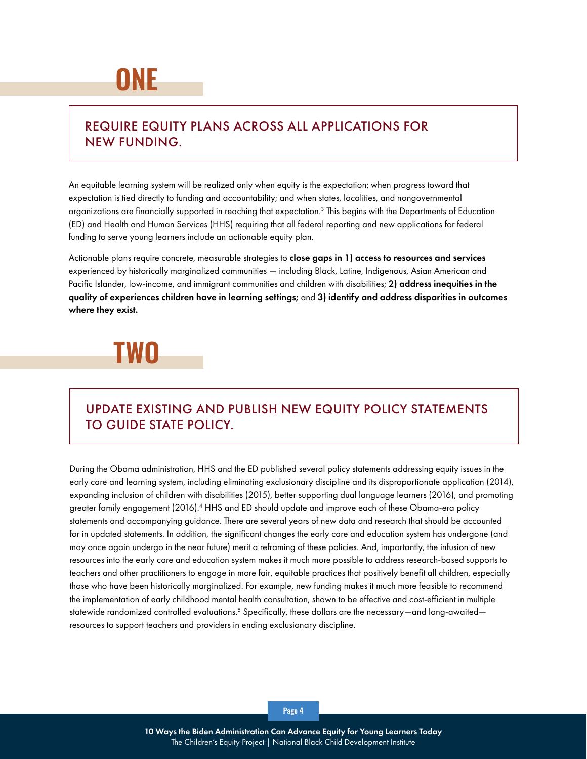# ONE

## REQUIRE EQUITY PLANS ACROSS ALL APPLICATIONS FOR NEW FUNDING.

An equitable learning system will be realized only when equity is the expectation; when progress toward that expectation is tied directly to funding and accountability; and when states, localities, and nongovernmental organizations are financially supported in reaching that expectation.[3] This begins with the Departments of Education (ED) and Health and Human Services (HHS) requiring that all federal reporting and new applications for federal funding to serve young learners include an actionable equity plan.

Actionable plans require concrete, measurable strategies to **close gaps in 1) access to resources and services** experienced by historically marginalized communities — including Black, Latine, Indigenous, Asian American and Pacific Islander, low-income, and immigrant communities and children with disabilities; **2) address inequities in the quality of experiences children have in learning settings;** and **3) identify and address disparities in outcomes where they exist.**

# TWO

## UPDATE EXISTING AND PUBLISH NEW EQUITY POLICY STATEMENTS TO GUIDE STATE POLICY.

During the Obama administration, HHS and the ED published several policy statements addressing equity issues in the early care and learning system, including eliminating exclusionary discipline and its disproportionate application (2014), expanding inclusion of children with disabilities (2015), better supporting dual language learners (2016), and promoting greater family engagement (2016).[4] HHS and ED should update and improve each of these Obama-era policy statements and accompanying guidance. There are several years of new data and research that should be accounted for in updated statements. In addition, the significant changes the early care and education system has undergone (and may once again undergo in the near future) merit a reframing of these policies. And, importantly, the infusion of new resources into the early care and education system makes it much more possible to address research-based supports to teachers and other practitioners to engage in more fair, equitable practices that positively benefit all children, especially those who have been historically marginalized. For example, new funding makes it much more feasible to recommend the implementation of early childhood mental health consultation, shown to be effective and cost-efficient in multiple statewide randomized controlled evaluations.[5] Specifically, these dollars are the necessary—and long-awaited—resources to support teachers and providers in ending exclusionary discipline.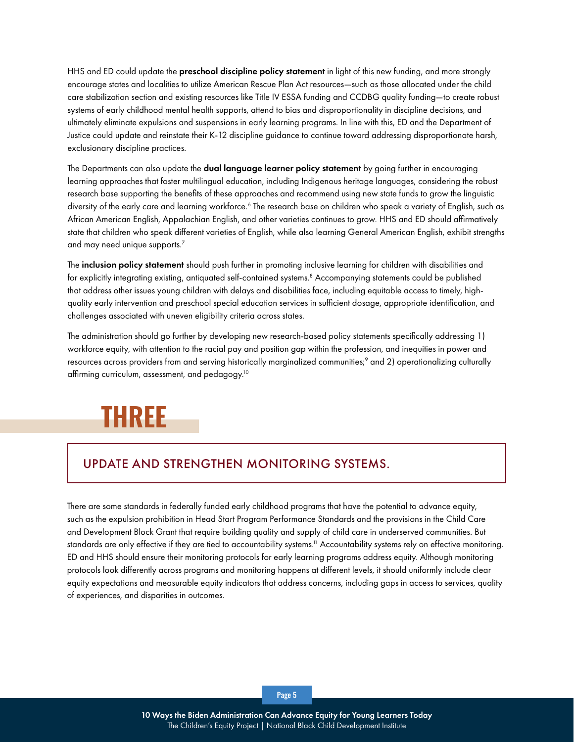HHS and ED could update the **preschool discipline policy statement** in light of this new funding, and more strongly encourage states and localities to utilize American Rescue Plan Act resources—such as those allocated under the child care stabilization section and existing resources like Title IV ESSA funding and CCDBG quality funding—to create robust systems of early childhood mental health supports, attend to bias and disproportionality in discipline decisions, and ultimately eliminate expulsions and suspensions in early learning programs. In line with this, ED and the Department of Justice could update and reinstate their K-12 discipline guidance to continue toward addressing disproportionate harsh, exclusionary discipline practices.

The Departments can also update the **dual language learner policy statement** by going further in encouraging learning approaches that foster multilingual education, including Indigenous heritage languages, considering the robust research base supporting the benefits of these approaches and recommend using new state funds to grow the linguistic diversity of the early care and learning workforce.[6] The research base on children who speak a variety of English, such as African American English, Appalachian English, and other varieties continues to grow. HHS and ED should affirmatively state that children who speak different varieties of English, while also learning General American English, exhibit strengths and may need unique supports.[7]

The **inclusion policy statement** should push further in promoting inclusive learning for children with disabilities and for explicitly integrating existing, antiquated self-contained systems.[8] Accompanying statements could be published that address other issues young children with delays and disabilities face, including equitable access to timely, high-quality early intervention and preschool special education services in sufficient dosage, appropriate identification, and challenges associated with uneven eligibility criteria across states.

The administration should go further by developing new research-based policy statements specifically addressing 1) workforce equity, with attention to the racial pay and position gap within the profession, and inequities in power and resources across providers from and serving historically marginalized communities;[9] and 2) operationalizing culturally affirming curriculum, assessment, and pedagogy.[10]

# THREE

## UPDATE AND STRENGTHEN MONITORING SYSTEMS.

There are some standards in federally funded early childhood programs that have the potential to advance equity, such as the expulsion prohibition in Head Start Program Performance Standards and the provisions in the Child Care and Development Block Grant that require building quality and supply of child care in underserved communities. But standards are only effective if they are tied to accountability systems.[11] Accountability systems rely on effective monitoring. ED and HHS should ensure their monitoring protocols for early learning programs address equity. Although monitoring protocols look differently across programs and monitoring happens at different levels, it should uniformly include clear equity expectations and measurable equity indicators that address concerns, including gaps in access to services, quality of experiences, and disparities in outcomes.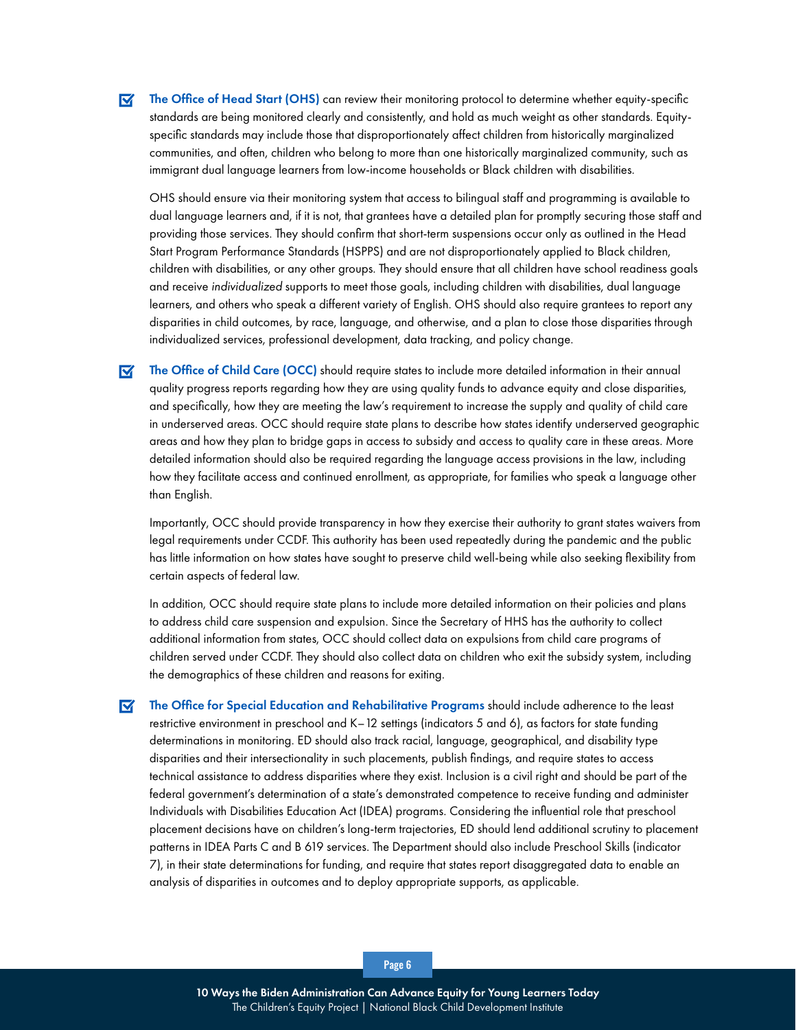- ☑ **The Office of Head Start (OHS)** can review their monitoring protocol to determine whether equity-specific standards are being monitored clearly and consistently, and hold as much weight as other standards. Equity-specific standards may include those that disproportionately affect children from historically marginalized communities, and often, children who belong to more than one historically marginalized community, such as immigrant dual language learners from low-income households or Black children with disabilities.

  OHS should ensure via their monitoring system that access to bilingual staff and programming is available to dual language learners and, if it is not, that grantees have a detailed plan for promptly securing those staff and providing those services. They should confirm that short-term suspensions occur only as outlined in the Head Start Program Performance Standards (HSPPS) and are not disproportionately applied to Black children, children with disabilities, or any other groups. They should ensure that all children have school readiness goals and receive *individualized* supports to meet those goals, including children with disabilities, dual language learners, and others who speak a different variety of English. OHS should also require grantees to report any disparities in child outcomes, by race, language, and otherwise, and a plan to close those disparities through individualized services, professional development, data tracking, and policy change.

- ☑ **The Office of Child Care (OCC)** should require states to include more detailed information in their annual quality progress reports regarding how they are using quality funds to advance equity and close disparities, and specifically, how they are meeting the law's requirement to increase the supply and quality of child care in underserved areas. OCC should require state plans to describe how states identify underserved geographic areas and how they plan to bridge gaps in access to subsidy and access to quality care in these areas. More detailed information should also be required regarding the language access provisions in the law, including how they facilitate access and continued enrollment, as appropriate, for families who speak a language other than English.

  Importantly, OCC should provide transparency in how they exercise their authority to grant states waivers from legal requirements under CCDF. This authority has been used repeatedly during the pandemic and the public has little information on how states have sought to preserve child well-being while also seeking flexibility from certain aspects of federal law.

  In addition, OCC should require state plans to include more detailed information on their policies and plans to address child care suspension and expulsion. Since the Secretary of HHS has the authority to collect additional information from states, OCC should collect data on expulsions from child care programs of children served under CCDF. They should also collect data on children who exit the subsidy system, including the demographics of these children and reasons for exiting.

- ☑ **The Office for Special Education and Rehabilitative Programs** should include adherence to the least restrictive environment in preschool and K–12 settings (indicators 5 and 6), as factors for state funding determinations in monitoring. ED should also track racial, language, geographical, and disability type disparities and their intersectionality in such placements, publish findings, and require states to access technical assistance to address disparities where they exist. Inclusion is a civil right and should be part of the federal government's determination of a state's demonstrated competence to receive funding and administer Individuals with Disabilities Education Act (IDEA) programs. Considering the influential role that preschool placement decisions have on children's long-term trajectories, ED should lend additional scrutiny to placement patterns in IDEA Parts C and B 619 services. The Department should also include Preschool Skills (indicator 7), in their state determinations for funding, and require that states report disaggregated data to enable an analysis of disparities in outcomes and to deploy appropriate supports, as applicable.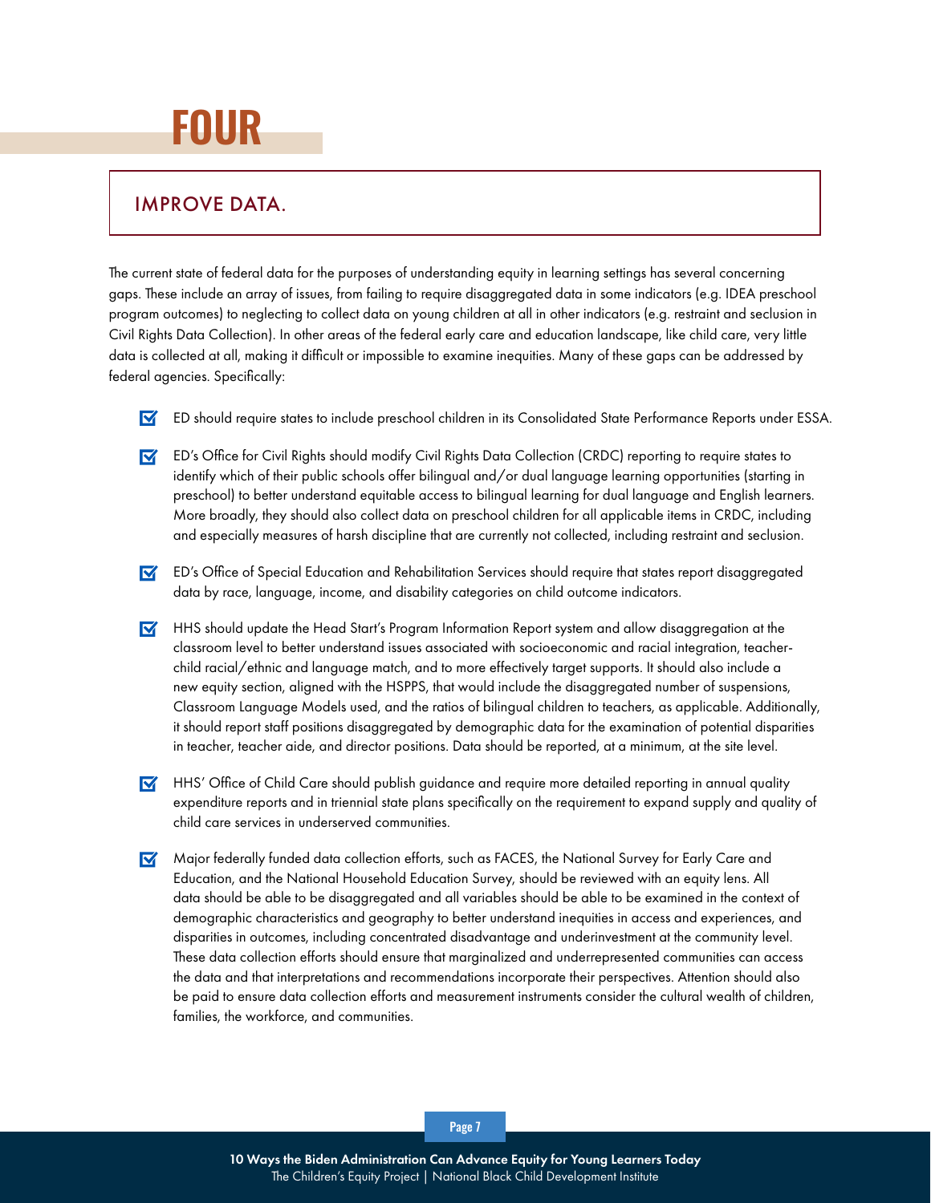# FOUR

## IMPROVE DATA.

The current state of federal data for the purposes of understanding equity in learning settings has several concerning gaps. These include an array of issues, from failing to require disaggregated data in some indicators (e.g. IDEA preschool program outcomes) to neglecting to collect data on young children at all in other indicators (e.g. restraint and seclusion in Civil Rights Data Collection). In other areas of the federal early care and education landscape, like child care, very little data is collected at all, making it difficult or impossible to examine inequities. Many of these gaps can be addressed by federal agencies. Specifically:

- ED should require states to include preschool children in its Consolidated State Performance Reports under ESSA.
- ED's Office for Civil Rights should modify Civil Rights Data Collection (CRDC) reporting to require states to identify which of their public schools offer bilingual and/or dual language learning opportunities (starting in preschool) to better understand equitable access to bilingual learning for dual language and English learners. More broadly, they should also collect data on preschool children for all applicable items in CRDC, including and especially measures of harsh discipline that are currently not collected, including restraint and seclusion.
- ED's Office of Special Education and Rehabilitation Services should require that states report disaggregated data by race, language, income, and disability categories on child outcome indicators.
- HHS should update the Head Start's Program Information Report system and allow disaggregation at the classroom level to better understand issues associated with socioeconomic and racial integration, teacher-child racial/ethnic and language match, and to more effectively target supports. It should also include a new equity section, aligned with the HSPPS, that would include the disaggregated number of suspensions, Classroom Language Models used, and the ratios of bilingual children to teachers, as applicable. Additionally, it should report staff positions disaggregated by demographic data for the examination of potential disparities in teacher, teacher aide, and director positions. Data should be reported, at a minimum, at the site level.
- HHS' Office of Child Care should publish guidance and require more detailed reporting in annual quality expenditure reports and in triennial state plans specifically on the requirement to expand supply and quality of child care services in underserved communities.
- Major federally funded data collection efforts, such as FACES, the National Survey for Early Care and Education, and the National Household Education Survey, should be reviewed with an equity lens. All data should be able to be disaggregated and all variables should be able to be examined in the context of demographic characteristics and geography to better understand inequities in access and experiences, and disparities in outcomes, including concentrated disadvantage and underinvestment at the community level. These data collection efforts should ensure that marginalized and underrepresented communities can access the data and that interpretations and recommendations incorporate their perspectives. Attention should also be paid to ensure data collection efforts and measurement instruments consider the cultural wealth of children, families, the workforce, and communities.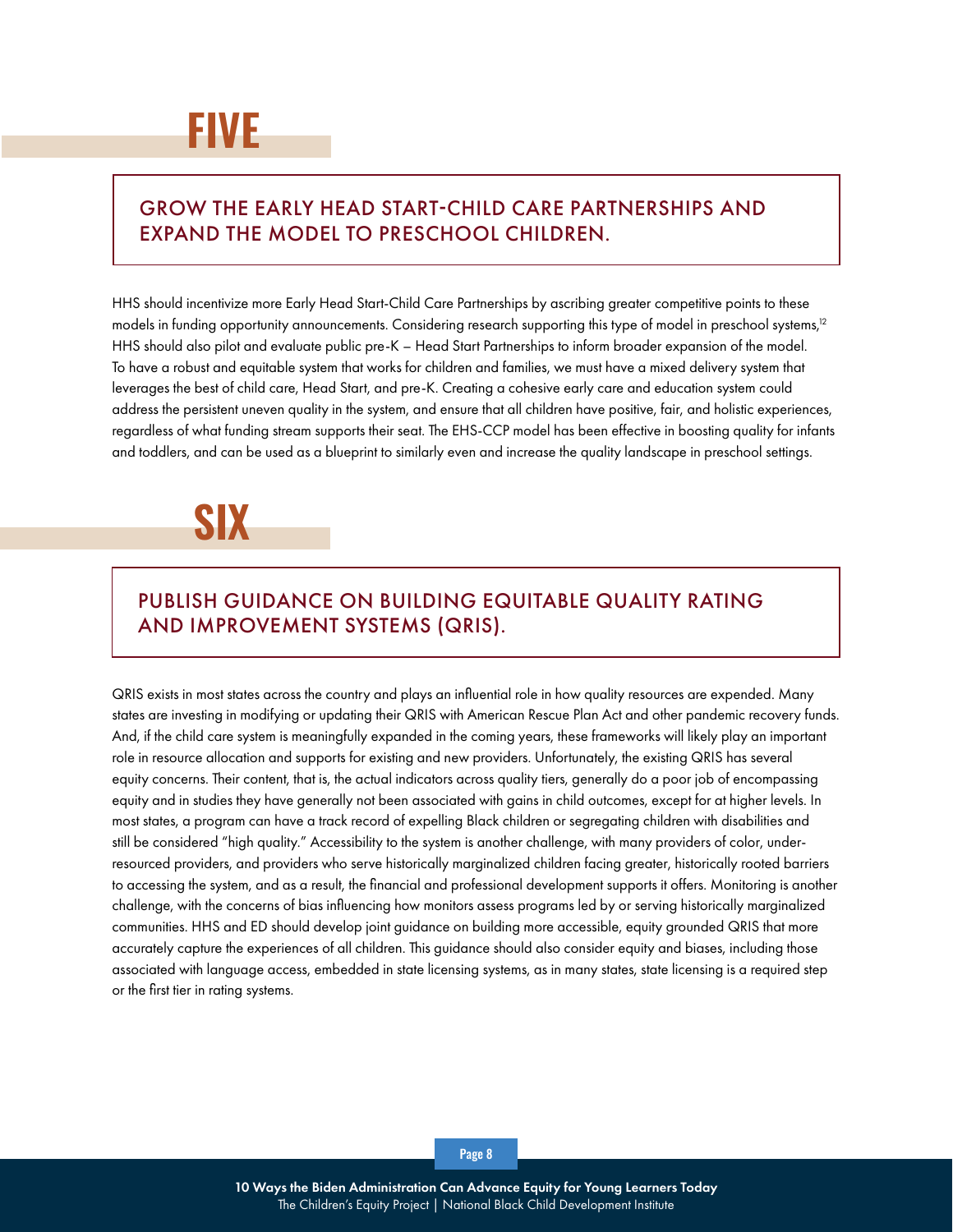## FIVE

### GROW THE EARLY HEAD START-CHILD CARE PARTNERSHIPS AND EXPAND THE MODEL TO PRESCHOOL CHILDREN.

HHS should incentivize more Early Head Start-Child Care Partnerships by ascribing greater competitive points to these models in funding opportunity announcements. Considering research supporting this type of model in preschool systems,[12] HHS should also pilot and evaluate public pre-K – Head Start Partnerships to inform broader expansion of the model. To have a robust and equitable system that works for children and families, we must have a mixed delivery system that leverages the best of child care, Head Start, and pre-K. Creating a cohesive early care and education system could address the persistent uneven quality in the system, and ensure that all children have positive, fair, and holistic experiences, regardless of what funding stream supports their seat. The EHS-CCP model has been effective in boosting quality for infants and toddlers, and can be used as a blueprint to similarly even and increase the quality landscape in preschool settings.

## SIX

### PUBLISH GUIDANCE ON BUILDING EQUITABLE QUALITY RATING AND IMPROVEMENT SYSTEMS (QRIS).

QRIS exists in most states across the country and plays an influential role in how quality resources are expended. Many states are investing in modifying or updating their QRIS with American Rescue Plan Act and other pandemic recovery funds. And, if the child care system is meaningfully expanded in the coming years, these frameworks will likely play an important role in resource allocation and supports for existing and new providers. Unfortunately, the existing QRIS has several equity concerns. Their content, that is, the actual indicators across quality tiers, generally do a poor job of encompassing equity and in studies they have generally not been associated with gains in child outcomes, except for at higher levels. In most states, a program can have a track record of expelling Black children or segregating children with disabilities and still be considered "high quality." Accessibility to the system is another challenge, with many providers of color, under-resourced providers, and providers who serve historically marginalized children facing greater, historically rooted barriers to accessing the system, and as a result, the financial and professional development supports it offers. Monitoring is another challenge, with the concerns of bias influencing how monitors assess programs led by or serving historically marginalized communities. HHS and ED should develop joint guidance on building more accessible, equity grounded QRIS that more accurately capture the experiences of all children. This guidance should also consider equity and biases, including those associated with language access, embedded in state licensing systems, as in many states, state licensing is a required step or the first tier in rating systems.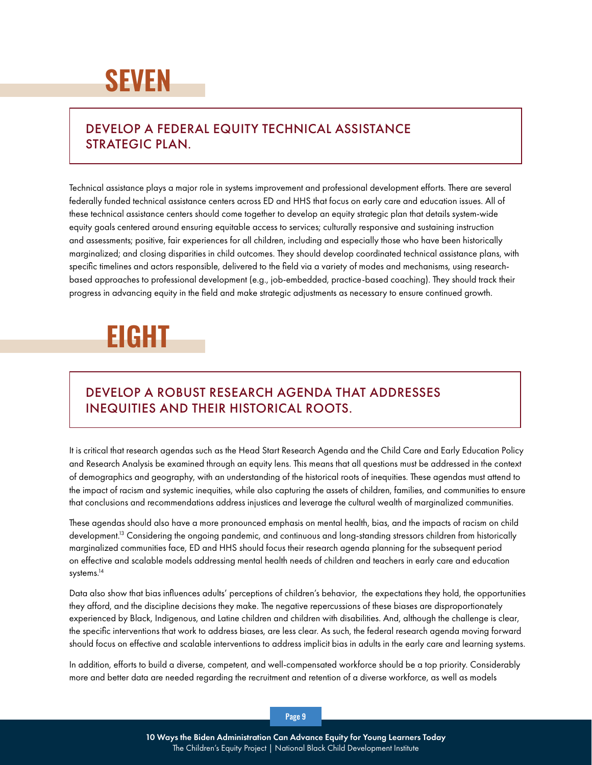# SEVEN

## DEVELOP A FEDERAL EQUITY TECHNICAL ASSISTANCE STRATEGIC PLAN.

Technical assistance plays a major role in systems improvement and professional development efforts. There are several federally funded technical assistance centers across ED and HHS that focus on early care and education issues. All of these technical assistance centers should come together to develop an equity strategic plan that details system-wide equity goals centered around ensuring equitable access to services; culturally responsive and sustaining instruction and assessments; positive, fair experiences for all children, including and especially those who have been historically marginalized; and closing disparities in child outcomes. They should develop coordinated technical assistance plans, with specific timelines and actors responsible, delivered to the field via a variety of modes and mechanisms, using research-based approaches to professional development (e.g., job-embedded, practice-based coaching). They should track their progress in advancing equity in the field and make strategic adjustments as necessary to ensure continued growth.

# EIGHT

## DEVELOP A ROBUST RESEARCH AGENDA THAT ADDRESSES INEQUITIES AND THEIR HISTORICAL ROOTS.

It is critical that research agendas such as the Head Start Research Agenda and the Child Care and Early Education Policy and Research Analysis be examined through an equity lens. This means that all questions must be addressed in the context of demographics and geography, with an understanding of the historical roots of inequities. These agendas must attend to the impact of racism and systemic inequities, while also capturing the assets of children, families, and communities to ensure that conclusions and recommendations address injustices and leverage the cultural wealth of marginalized communities.

These agendas should also have a more pronounced emphasis on mental health, bias, and the impacts of racism on child development.[13] Considering the ongoing pandemic, and continuous and long-standing stressors children from historically marginalized communities face, ED and HHS should focus their research agenda planning for the subsequent period on effective and scalable models addressing mental health needs of children and teachers in early care and education systems.[14]

Data also show that bias influences adults' perceptions of children's behavior, the expectations they hold, the opportunities they afford, and the discipline decisions they make. The negative repercussions of these biases are disproportionately experienced by Black, Indigenous, and Latine children and children with disabilities. And, although the challenge is clear, the specific interventions that work to address biases, are less clear. As such, the federal research agenda moving forward should focus on effective and scalable interventions to address implicit bias in adults in the early care and learning systems.

In addition, efforts to build a diverse, competent, and well-compensated workforce should be a top priority. Considerably more and better data are needed regarding the recruitment and retention of a diverse workforce, as well as models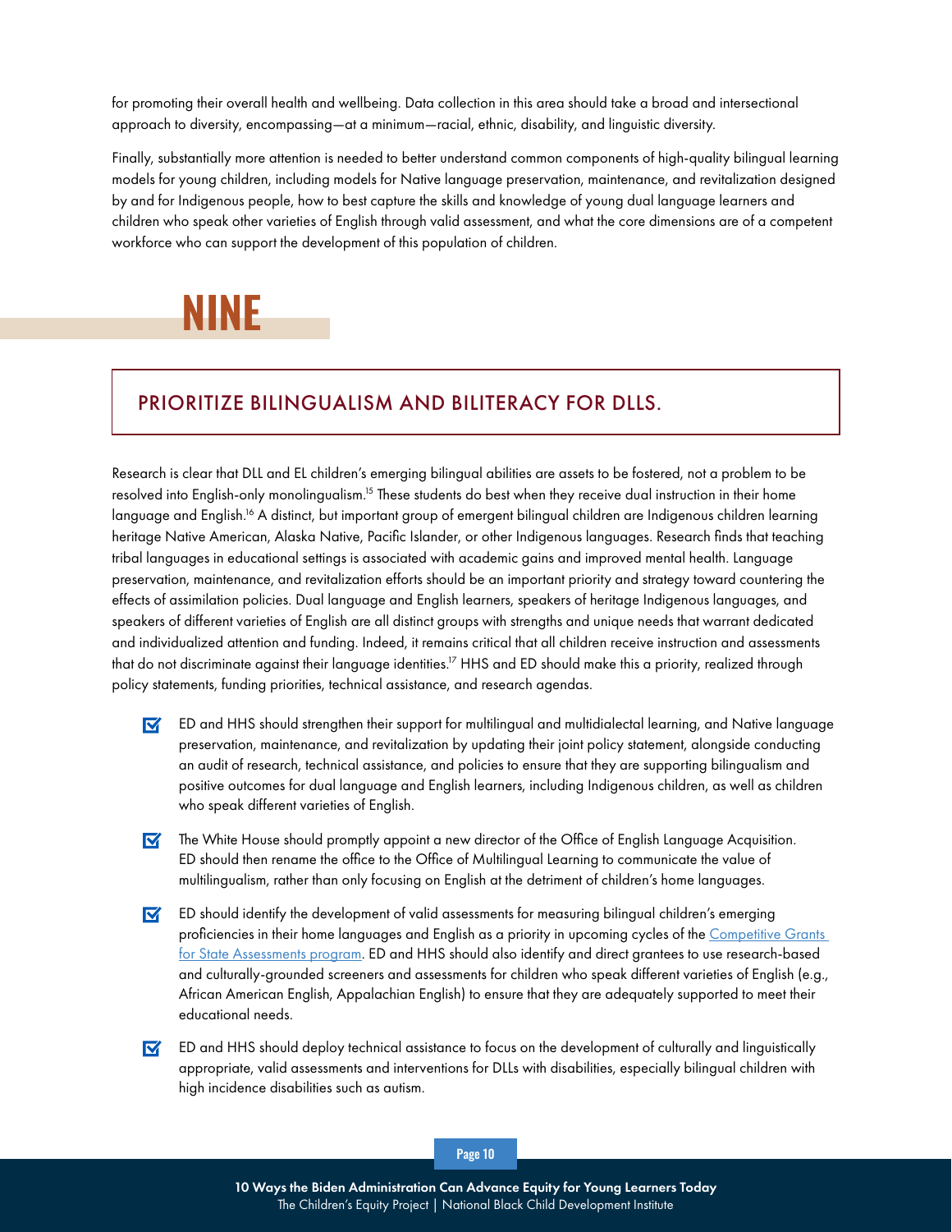for promoting their overall health and wellbeing. Data collection in this area should take a broad and intersectional approach to diversity, encompassing—at a minimum—racial, ethnic, disability, and linguistic diversity.

Finally, substantially more attention is needed to better understand common components of high-quality bilingual learning models for young children, including models for Native language preservation, maintenance, and revitalization designed by and for Indigenous people, how to best capture the skills and knowledge of young dual language learners and children who speak other varieties of English through valid assessment, and what the core dimensions are of a competent workforce who can support the development of this population of children.

# NINE

## PRIORITIZE BILINGUALISM AND BILITERACY FOR DLLS.

Research is clear that DLL and EL children's emerging bilingual abilities are assets to be fostered, not a problem to be resolved into English-only monolingualism.[15] These students do best when they receive dual instruction in their home language and English.[16] A distinct, but important group of emergent bilingual children are Indigenous children learning heritage Native American, Alaska Native, Pacific Islander, or other Indigenous languages. Research finds that teaching tribal languages in educational settings is associated with academic gains and improved mental health. Language preservation, maintenance, and revitalization efforts should be an important priority and strategy toward countering the effects of assimilation policies. Dual language and English learners, speakers of heritage Indigenous languages, and speakers of different varieties of English are all distinct groups with strengths and unique needs that warrant dedicated and individualized attention and funding. Indeed, it remains critical that all children receive instruction and assessments that do not discriminate against their language identities.[17] HHS and ED should make this a priority, realized through policy statements, funding priorities, technical assistance, and research agendas.

- ED and HHS should strengthen their support for multilingual and multidialectal learning, and Native language preservation, maintenance, and revitalization by updating their joint policy statement, alongside conducting an audit of research, technical assistance, and policies to ensure that they are supporting bilingualism and positive outcomes for dual language and English learners, including Indigenous children, as well as children who speak different varieties of English.
- The White House should promptly appoint a new director of the Office of English Language Acquisition. ED should then rename the office to the Office of Multilingual Learning to communicate the value of multilingualism, rather than only focusing on English at the detriment of children's home languages.
- ED should identify the development of valid assessments for measuring bilingual children's emerging proficiencies in their home languages and English as a priority in upcoming cycles of the Competitive Grants for State Assessments program. ED and HHS should also identify and direct grantees to use research-based and culturally-grounded screeners and assessments for children who speak different varieties of English (e.g., African American English, Appalachian English) to ensure that they are adequately supported to meet their educational needs.
- ED and HHS should deploy technical assistance to focus on the development of culturally and linguistically appropriate, valid assessments and interventions for DLLs with disabilities, especially bilingual children with high incidence disabilities such as autism.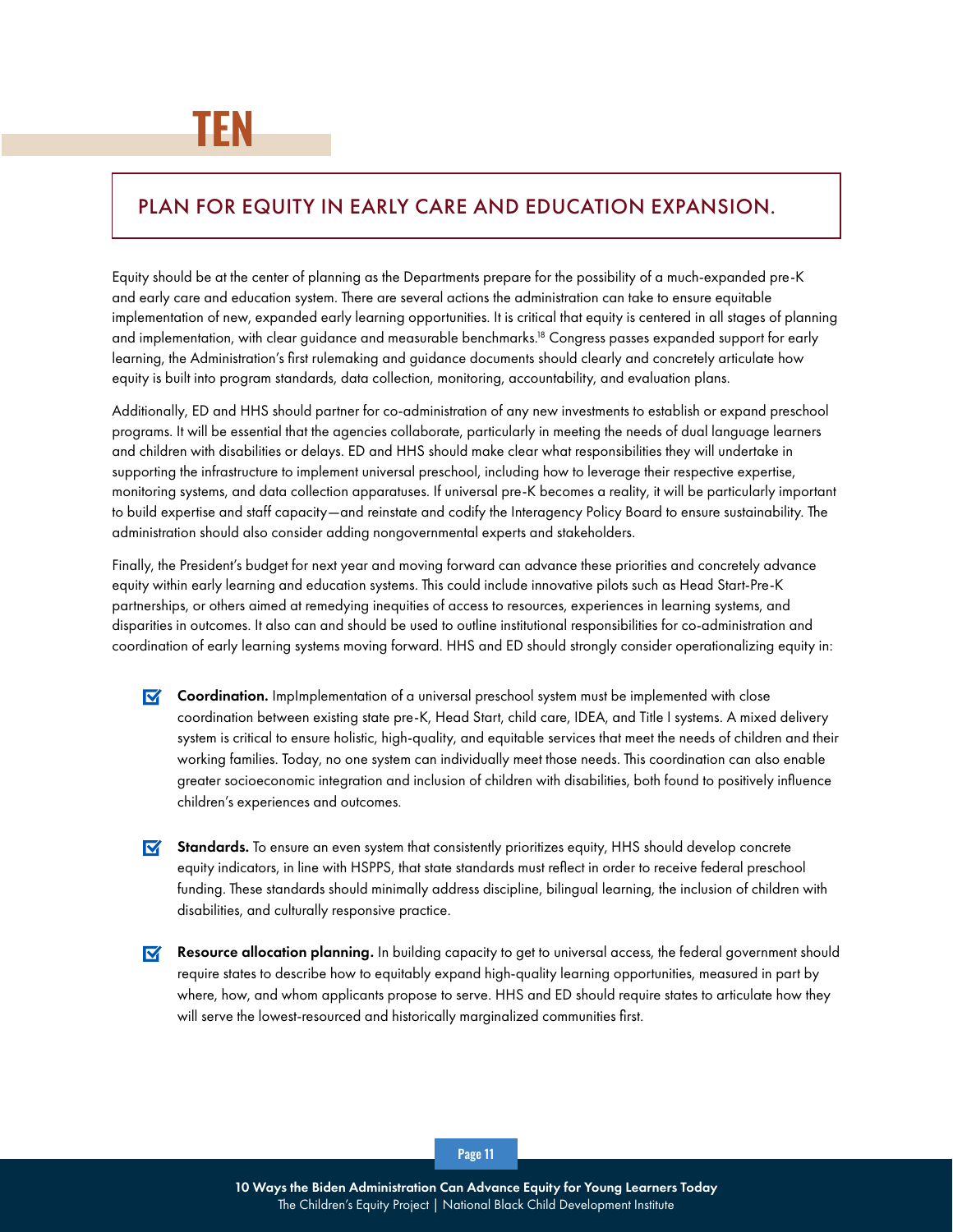# TEN

## PLAN FOR EQUITY IN EARLY CARE AND EDUCATION EXPANSION.

Equity should be at the center of planning as the Departments prepare for the possibility of a much-expanded pre-K and early care and education system. There are several actions the administration can take to ensure equitable implementation of new, expanded early learning opportunities. It is critical that equity is centered in all stages of planning and implementation, with clear guidance and measurable benchmarks.[18] Congress passes expanded support for early learning, the Administration's first rulemaking and guidance documents should clearly and concretely articulate how equity is built into program standards, data collection, monitoring, accountability, and evaluation plans.

Additionally, ED and HHS should partner for co-administration of any new investments to establish or expand preschool programs. It will be essential that the agencies collaborate, particularly in meeting the needs of dual language learners and children with disabilities or delays. ED and HHS should make clear what responsibilities they will undertake in supporting the infrastructure to implement universal preschool, including how to leverage their respective expertise, monitoring systems, and data collection apparatuses. If universal pre-K becomes a reality, it will be particularly important to build expertise and staff capacity—and reinstate and codify the Interagency Policy Board to ensure sustainability. The administration should also consider adding nongovernmental experts and stakeholders.

Finally, the President's budget for next year and moving forward can advance these priorities and concretely advance equity within early learning and education systems. This could include innovative pilots such as Head Start-Pre-K partnerships, or others aimed at remedying inequities of access to resources, experiences in learning systems, and disparities in outcomes. It also can and should be used to outline institutional responsibilities for co-administration and coordination of early learning systems moving forward. HHS and ED should strongly consider operationalizing equity in:

- **Coordination.** ImpImplementation of a universal preschool system must be implemented with close coordination between existing state pre-K, Head Start, child care, IDEA, and Title I systems. A mixed delivery system is critical to ensure holistic, high-quality, and equitable services that meet the needs of children and their working families. Today, no one system can individually meet those needs. This coordination can also enable greater socioeconomic integration and inclusion of children with disabilities, both found to positively influence children's experiences and outcomes.

- **Standards.** To ensure an even system that consistently prioritizes equity, HHS should develop concrete equity indicators, in line with HSPPS, that state standards must reflect in order to receive federal preschool funding. These standards should minimally address discipline, bilingual learning, the inclusion of children with disabilities, and culturally responsive practice.

- **Resource allocation planning.** In building capacity to get to universal access, the federal government should require states to describe how to equitably expand high-quality learning opportunities, measured in part by where, how, and whom applicants propose to serve. HHS and ED should require states to articulate how they will serve the lowest-resourced and historically marginalized communities first.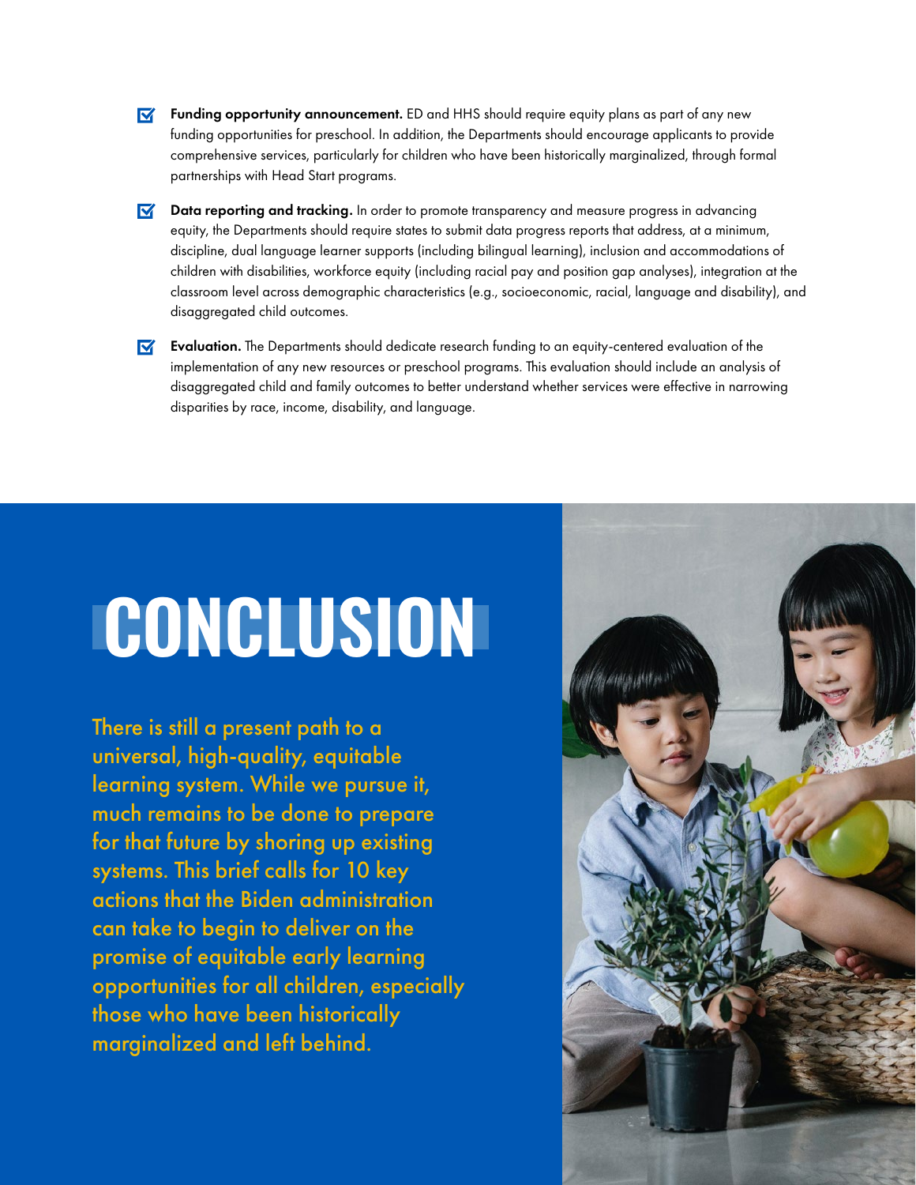- **Funding opportunity announcement.** ED and HHS should require equity plans as part of any new funding opportunities for preschool. In addition, the Departments should encourage applicants to provide comprehensive services, particularly for children who have been historically marginalized, through formal partnerships with Head Start programs.

- **Data reporting and tracking.** In order to promote transparency and measure progress in advancing equity, the Departments should require states to submit data progress reports that address, at a minimum, discipline, dual language learner supports (including bilingual learning), inclusion and accommodations of children with disabilities, workforce equity (including racial pay and position gap analyses), integration at the classroom level across demographic characteristics (e.g., socioeconomic, racial, language and disability), and disaggregated child outcomes.

- **Evaluation.** The Departments should dedicate research funding to an equity-centered evaluation of the implementation of any new resources or preschool programs. This evaluation should include an analysis of disaggregated child and family outcomes to better understand whether services were effective in narrowing disparities by race, income, disability, and language.

# CONCLUSION

There is still a present path to a universal, high-quality, equitable learning system. While we pursue it, much remains to be done to prepare for that future by shoring up existing systems. This brief calls for 10 key actions that the Biden administration can take to begin to deliver on the promise of equitable early learning opportunities for all children, especially those who have been historically marginalized and left behind.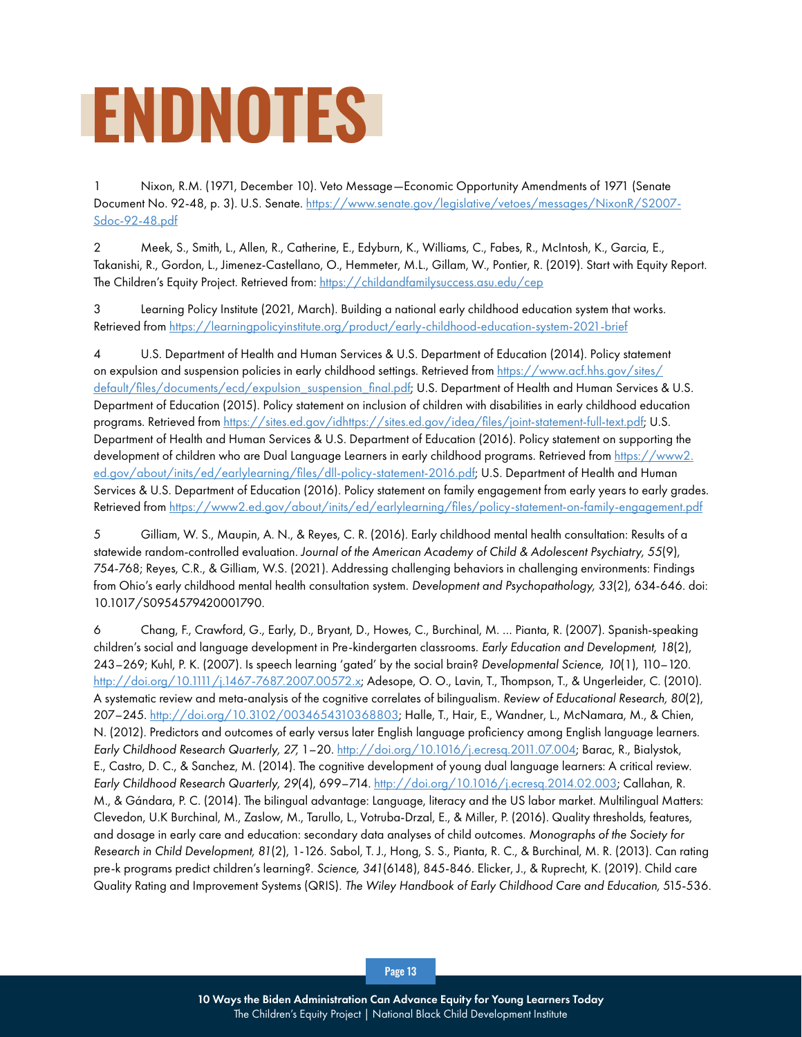# ENDNOTES

1 Nixon, R.M. (1971, December 10). Veto Message—Economic Opportunity Amendments of 1971 (Senate Document No. 92-48, p. 3). U.S. Senate. https://www.senate.gov/legislative/vetoes/messages/NixonR/S2007-Sdoc-92-48.pdf

2 Meek, S., Smith, L., Allen, R., Catherine, E., Edyburn, K., Williams, C., Fabes, R., McIntosh, K., Garcia, E., Takanishi, R., Gordon, L., Jimenez-Castellano, O., Hemmeter, M.L., Gillam, W., Pontier, R. (2019). Start with Equity Report. The Children's Equity Project. Retrieved from: https://childandfamilysuccess.asu.edu/cep

3 Learning Policy Institute (2021, March). Building a national early childhood education system that works. Retrieved from https://learningpolicyinstitute.org/product/early-childhood-education-system-2021-brief

4 U.S. Department of Health and Human Services & U.S. Department of Education (2014). Policy statement on expulsion and suspension policies in early childhood settings. Retrieved from https://www.acf.hhs.gov/sites/default/files/documents/ecd/expulsion_suspension_final.pdf; U.S. Department of Health and Human Services & U.S. Department of Education (2015). Policy statement on inclusion of children with disabilities in early childhood education programs. Retrieved from https://sites.ed.gov/idhttps://sites.ed.gov/idea/files/joint-statement-full-text.pdf; U.S. Department of Health and Human Services & U.S. Department of Education (2016). Policy statement on supporting the development of children who are Dual Language Learners in early childhood programs. Retrieved from https://www2.ed.gov/about/inits/ed/earlylearning/files/dll-policy-statement-2016.pdf; U.S. Department of Health and Human Services & U.S. Department of Education (2016). Policy statement on family engagement from early years to early grades. Retrieved from https://www2.ed.gov/about/inits/ed/earlylearning/files/policy-statement-on-family-engagement.pdf

5 Gilliam, W. S., Maupin, A. N., & Reyes, C. R. (2016). Early childhood mental health consultation: Results of a statewide random-controlled evaluation. *Journal of the American Academy of Child & Adolescent Psychiatry, 55*(9), 754-768; Reyes, C.R., & Gilliam, W.S. (2021). Addressing challenging behaviors in challenging environments: Findings from Ohio's early childhood mental health consultation system. *Development and Psychopathology, 33*(2), 634-646. doi: 10.1017/S0954579420001790.

6 Chang, F., Crawford, G., Early, D., Bryant, D., Howes, C., Burchinal, M. ... Pianta, R. (2007). Spanish-speaking children's social and language development in Pre-kindergarten classrooms. *Early Education and Development, 18*(2), 243–269; Kuhl, P. K. (2007). Is speech learning 'gated' by the social brain? *Developmental Science, 10*(1), 110–120. http://doi.org/10.1111/j.1467-7687.2007.00572.x; Adesope, O. O., Lavin, T., Thompson, T., & Ungerleider, C. (2010). A systematic review and meta-analysis of the cognitive correlates of bilingualism. *Review of Educational Research, 80*(2), 207–245. http://doi.org/10.3102/0034654310368803; Halle, T., Hair, E., Wandner, L., McNamara, M., & Chien, N. (2012). Predictors and outcomes of early versus later English language proficiency among English language learners. *Early Childhood Research Quarterly, 27,* 1–20. http://doi.org/10.1016/j.ecresq.2011.07.004; Barac, R., Bialystok, E., Castro, D. C., & Sanchez, M. (2014). The cognitive development of young dual language learners: A critical review. *Early Childhood Research Quarterly, 29*(4), 699–714. http://doi.org/10.1016/j.ecresq.2014.02.003; Callahan, R. M., & Gándara, P. C. (2014). The bilingual advantage: Language, literacy and the US labor market. Multilingual Matters: Clevedon, U.K Burchinal, M., Zaslow, M., Tarullo, L., Votruba-Drzal, E., & Miller, P. (2016). Quality thresholds, features, and dosage in early care and education: secondary data analyses of child outcomes. *Monographs of the Society for Research in Child Development, 81*(2), 1-126. Sabol, T. J., Hong, S. S., Pianta, R. C., & Burchinal, M. R. (2013). Can rating pre-k programs predict children's learning?. *Science, 341*(6148), 845-846. Elicker, J., & Ruprecht, K. (2019). Child care Quality Rating and Improvement Systems (QRIS). *The Wiley Handbook of Early Childhood Care and Education,* 515-536.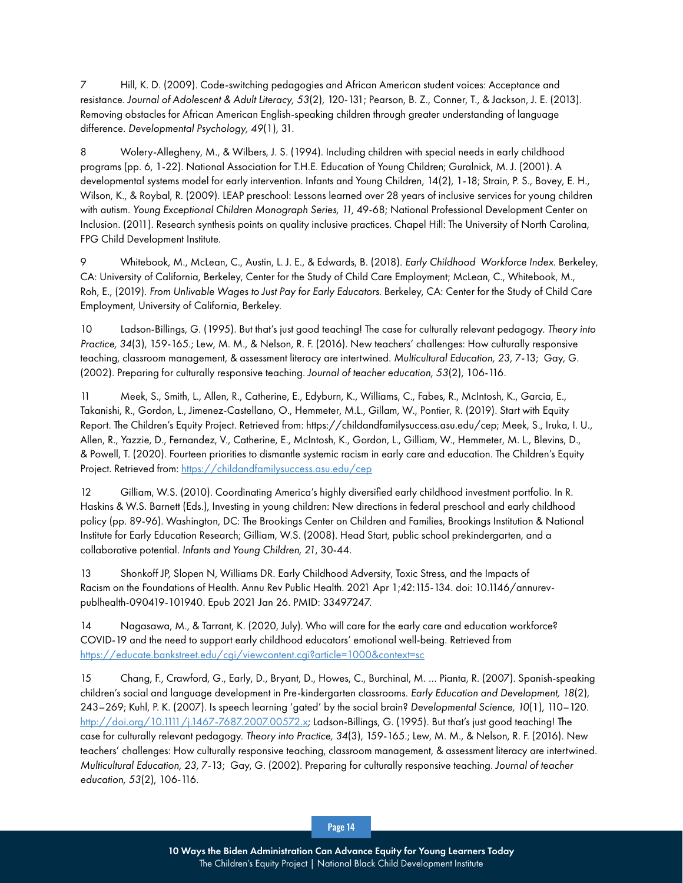7 Hill, K. D. (2009). Code-switching pedagogies and African American student voices: Acceptance and resistance. *Journal of Adolescent & Adult Literacy, 53*(2), 120-131; Pearson, B. Z., Conner, T., & Jackson, J. E. (2013). Removing obstacles for African American English-speaking children through greater understanding of language difference. *Developmental Psychology, 49*(1), 31.

8 Wolery-Allegheny, M., & Wilbers, J. S. (1994). Including children with special needs in early childhood programs (pp. 6, 1-22). National Association for T.H.E. Education of Young Children; Guralnick, M. J. (2001). A developmental systems model for early intervention. Infants and Young Children, 14(2), 1-18; Strain, P. S., Bovey, E. H., Wilson, K., & Roybal, R. (2009). LEAP preschool: Lessons learned over 28 years of inclusive services for young children with autism. *Young Exceptional Children Monograph Series, 11,* 49-68; National Professional Development Center on Inclusion. (2011). Research synthesis points on quality inclusive practices. Chapel Hill: The University of North Carolina, FPG Child Development Institute.

9 Whitebook, M., McLean, C., Austin, L. J. E., & Edwards, B. (2018). *Early Childhood Workforce Index.* Berkeley, CA: University of California, Berkeley, Center for the Study of Child Care Employment; McLean, C., Whitebook, M., Roh, E., (2019). *From Unlivable Wages to Just Pay for Early Educators.* Berkeley, CA: Center for the Study of Child Care Employment, University of California, Berkeley.

10 Ladson-Billings, G. (1995). But that's just good teaching! The case for culturally relevant pedagogy. *Theory into Practice, 34*(3), 159-165.; Lew, M. M., & Nelson, R. F. (2016). New teachers' challenges: How culturally responsive teaching, classroom management, & assessment literacy are intertwined. *Multicultural Education, 23,* 7-13; Gay, G. (2002). Preparing for culturally responsive teaching. *Journal of teacher education, 53*(2), 106-116.

11 Meek, S., Smith, L., Allen, R., Catherine, E., Edyburn, K., Williams, C., Fabes, R., McIntosh, K., Garcia, E., Takanishi, R., Gordon, L., Jimenez-Castellano, O., Hemmeter, M.L., Gillam, W., Pontier, R. (2019). Start with Equity Report. The Children's Equity Project. Retrieved from: https://childandfamilysuccess.asu.edu/cep; Meek, S., Iruka, I. U., Allen, R., Yazzie, D., Fernandez, V., Catherine, E., McIntosh, K., Gordon, L., Gilliam, W., Hemmeter, M. L., Blevins, D., & Powell, T. (2020). Fourteen priorities to dismantle systemic racism in early care and education. The Children's Equity Project. Retrieved from: https://childandfamilysuccess.asu.edu/cep

12 Gilliam, W.S. (2010). Coordinating America's highly diversified early childhood investment portfolio. In R. Haskins & W.S. Barnett (Eds.), Investing in young children: New directions in federal preschool and early childhood policy (pp. 89-96). Washington, DC: The Brookings Center on Children and Families, Brookings Institution & National Institute for Early Education Research; Gilliam, W.S. (2008). Head Start, public school prekindergarten, and a collaborative potential. *Infants and Young Children, 21*, 30-44.

13 Shonkoff JP, Slopen N, Williams DR. Early Childhood Adversity, Toxic Stress, and the Impacts of Racism on the Foundations of Health. Annu Rev Public Health. 2021 Apr 1;42:115-134. doi: 10.1146/annurev-publhealth-090419-101940. Epub 2021 Jan 26. PMID: 33497247.

14 Nagasawa, M., & Tarrant, K. (2020, July). Who will care for the early care and education workforce? COVID-19 and the need to support early childhood educators' emotional well-being. Retrieved from https://educate.bankstreet.edu/cgi/viewcontent.cgi?article=1000&context=sc

15 Chang, F., Crawford, G., Early, D., Bryant, D., Howes, C., Burchinal, M. ... Pianta, R. (2007). Spanish-speaking children's social and language development in Pre-kindergarten classrooms. *Early Education and Development, 18*(2), 243–269; Kuhl, P. K. (2007). Is speech learning 'gated' by the social brain? *Developmental Science, 10*(1), 110–120. http://doi.org/10.1111/j.1467-7687.2007.00572.x; Ladson-Billings, G. (1995). But that's just good teaching! The case for culturally relevant pedagogy. *Theory into Practice, 34*(3), 159-165.; Lew, M. M., & Nelson, R. F. (2016). New teachers' challenges: How culturally responsive teaching, classroom management, & assessment literacy are intertwined. *Multicultural Education, 23,* 7-13; Gay, G. (2002). Preparing for culturally responsive teaching. *Journal of teacher education, 53*(2), 106-116.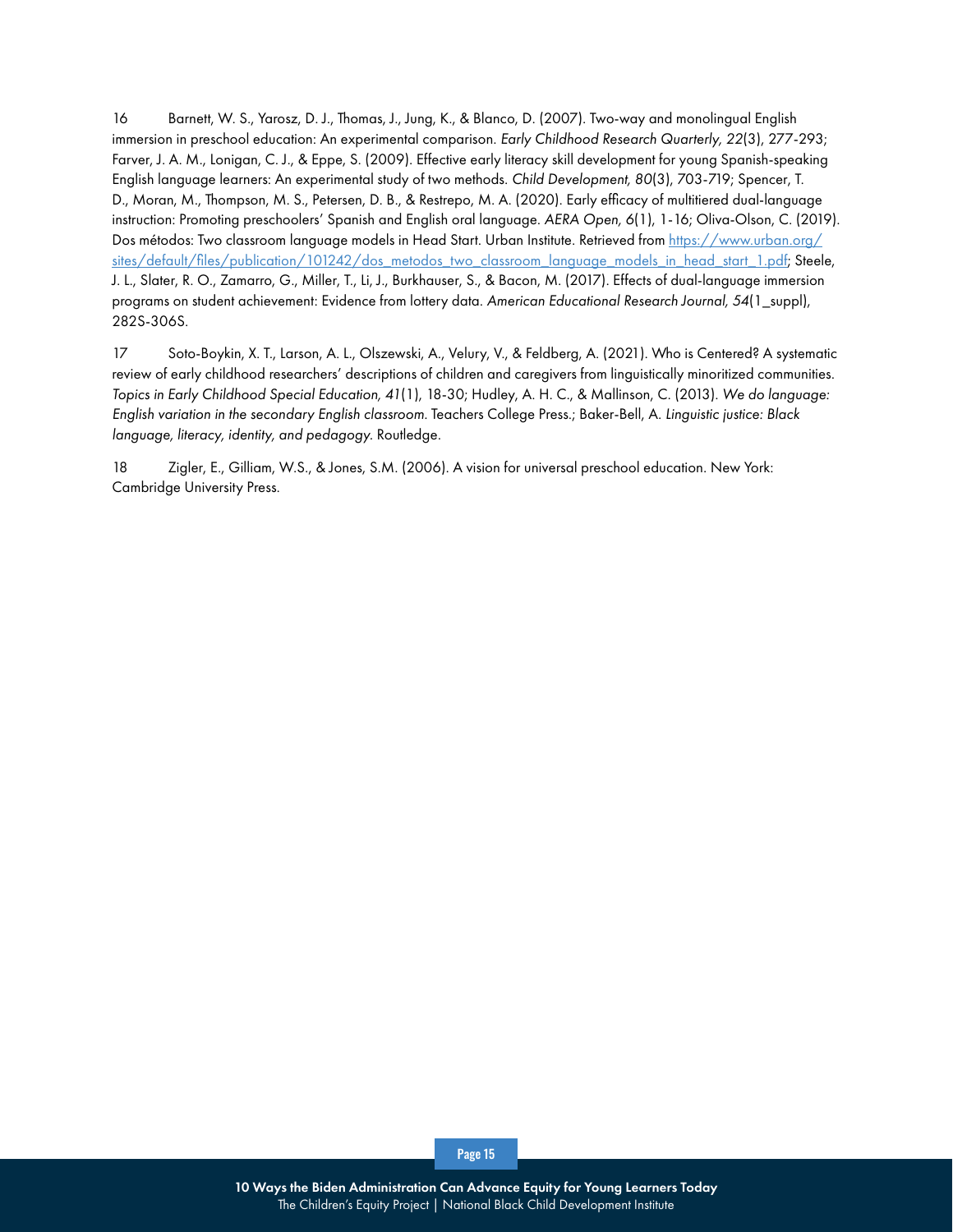16 Barnett, W. S., Yarosz, D. J., Thomas, J., Jung, K., & Blanco, D. (2007). Two-way and monolingual English immersion in preschool education: An experimental comparison. *Early Childhood Research Quarterly, 22*(3), 277-293; Farver, J. A. M., Lonigan, C. J., & Eppe, S. (2009). Effective early literacy skill development for young Spanish-speaking English language learners: An experimental study of two methods. *Child Development, 80*(3), 703-719; Spencer, T. D., Moran, M., Thompson, M. S., Petersen, D. B., & Restrepo, M. A. (2020). Early efficacy of multitiered dual-language instruction: Promoting preschoolers' Spanish and English oral language. *AERA Open, 6*(1), 1-16; Oliva-Olson, C. (2019). Dos métodos: Two classroom language models in Head Start. Urban Institute. Retrieved from [https://www.urban.org/sites/default/files/publication/101242/dos_metodos_two_classroom_language_models_in_head_start_1.pdf](https://www.urban.org/sites/default/files/publication/101242/dos_metodos_two_classroom_language_models_in_head_start_1.pdf); Steele, J. L., Slater, R. O., Zamarro, G., Miller, T., Li, J., Burkhauser, S., & Bacon, M. (2017). Effects of dual-language immersion programs on student achievement: Evidence from lottery data. *American Educational Research Journal, 54*(1_suppl), 282S-306S.

17 Soto-Boykin, X. T., Larson, A. L., Olszewski, A., Velury, V., & Feldberg, A. (2021). Who is Centered? A systematic review of early childhood researchers' descriptions of children and caregivers from linguistically minoritized communities. *Topics in Early Childhood Special Education, 41*(1), 18-30; Hudley, A. H. C., & Mallinson, C. (2013). *We do language: English variation in the secondary English classroom.* Teachers College Press.; Baker-Bell, A. *Linguistic justice: Black language, literacy, identity, and pedagogy.* Routledge.

18 Zigler, E., Gilliam, W.S., & Jones, S.M. (2006). A vision for universal preschool education. New York: Cambridge University Press.